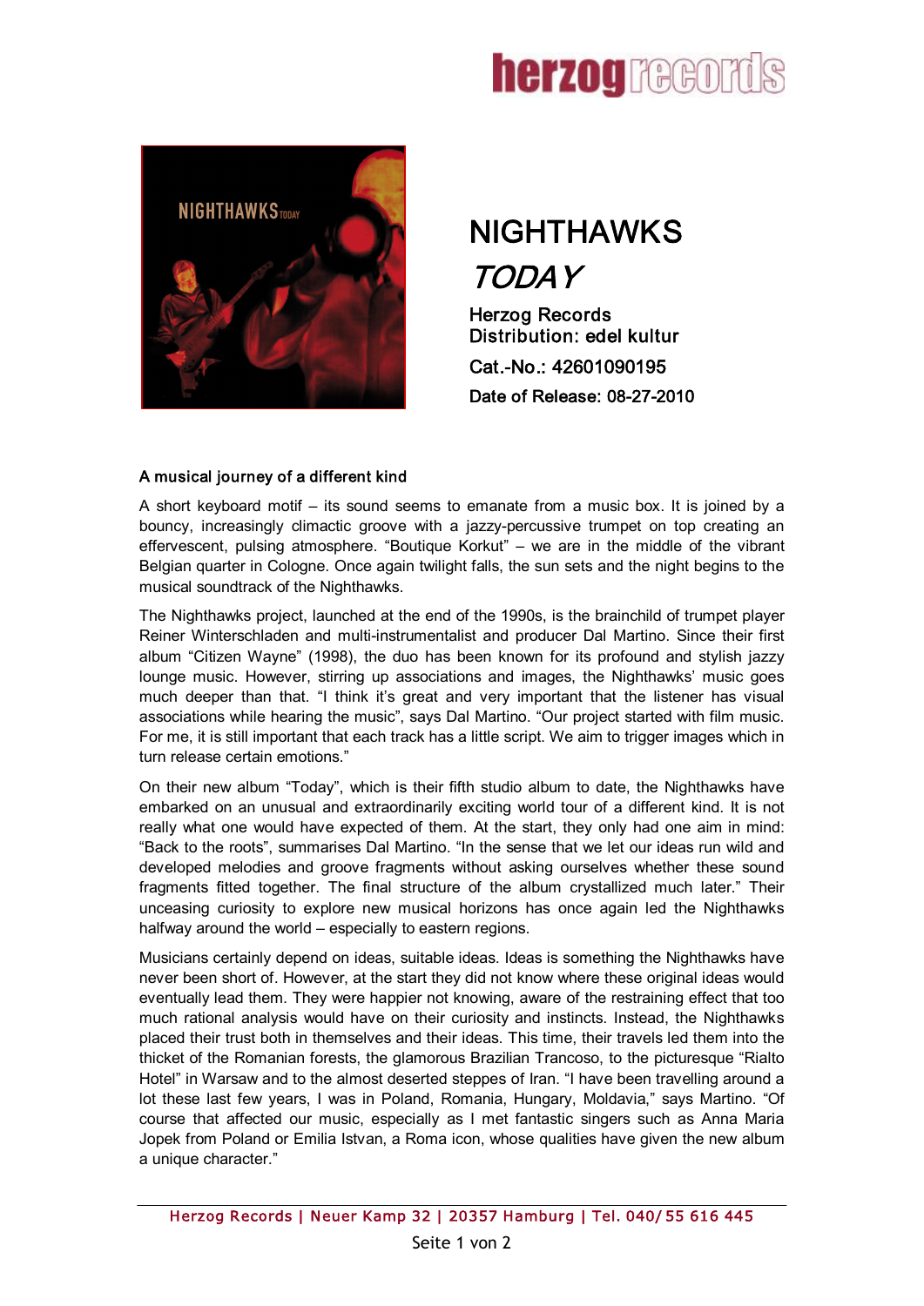# NIGHTHAWKS

## *TODAY*

Herzog Records
Distribution: edel kultur

Cat.-No.: 42601090195

Date of Release: 08-27-2010

### A musical journey of a different kind

A short keyboard motif – its sound seems to emanate from a music box. It is joined by a bouncy, increasingly climactic groove with a jazzy-percussive trumpet on top creating an effervescent, pulsing atmosphere. "Boutique Korkut" – we are in the middle of the vibrant Belgian quarter in Cologne. Once again twilight falls, the sun sets and the night begins to the musical soundtrack of the Nighthawks.

The Nighthawks project, launched at the end of the 1990s, is the brainchild of trumpet player Reiner Winterschladen and multi-instrumentalist and producer Dal Martino. Since their first album "Citizen Wayne" (1998), the duo has been known for its profound and stylish jazzy lounge music. However, stirring up associations and images, the Nighthawks' music goes much deeper than that. "I think it's great and very important that the listener has visual associations while hearing the music", says Dal Martino. "Our project started with film music. For me, it is still important that each track has a little script. We aim to trigger images which in turn release certain emotions."

On their new album "Today", which is their fifth studio album to date, the Nighthawks have embarked on an unusual and extraordinarily exciting world tour of a different kind. It is not really what one would have expected of them. At the start, they only had one aim in mind: "Back to the roots", summarises Dal Martino. "In the sense that we let our ideas run wild and developed melodies and groove fragments without asking ourselves whether these sound fragments fitted together. The final structure of the album crystallized much later." Their unceasing curiosity to explore new musical horizons has once again led the Nighthawks halfway around the world – especially to eastern regions.

Musicians certainly depend on ideas, suitable ideas. Ideas is something the Nighthawks have never been short of. However, at the start they did not know where these original ideas would eventually lead them. They were happier not knowing, aware of the restraining effect that too much rational analysis would have on their curiosity and instincts. Instead, the Nighthawks placed their trust both in themselves and their ideas. This time, their travels led them into the thicket of the Romanian forests, the glamorous Brazilian Trancoso, to the picturesque "Rialto Hotel" in Warsaw and to the almost deserted steppes of Iran. "I have been travelling around a lot these last few years, I was in Poland, Romania, Hungary, Moldavia," says Martino. "Of course that affected our music, especially as I met fantastic singers such as Anna Maria Jopek from Poland or Emilia Istvan, a Roma icon, whose qualities have given the new album a unique character."

Herzog Records | Neuer Kamp 32 | 20357 Hamburg | Tel. 040/55 616 445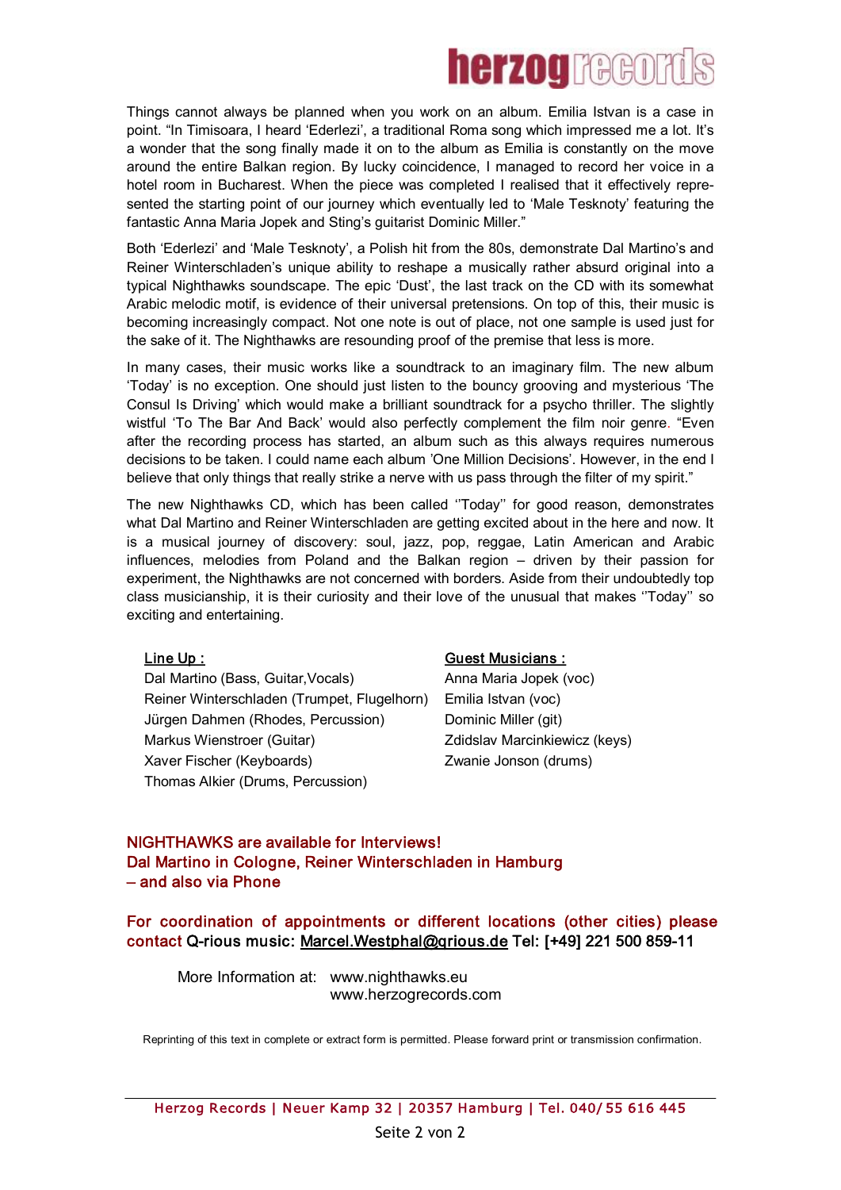Things cannot always be planned when you work on an album. Emilia Istvan is a case in point. "In Timisoara, I heard 'Ederlezi', a traditional Roma song which impressed me a lot. It's a wonder that the song finally made it on to the album as Emilia is constantly on the move around the entire Balkan region. By lucky coincidence, I managed to record her voice in a hotel room in Bucharest. When the piece was completed I realised that it effectively represented the starting point of our journey which eventually led to 'Male Tesknoty' featuring the fantastic Anna Maria Jopek and Sting's guitarist Dominic Miller."

Both 'Ederlezi' and 'Male Tesknoty', a Polish hit from the 80s, demonstrate Dal Martino's and Reiner Winterschladen's unique ability to reshape a musically rather absurd original into a typical Nighthawks soundscape. The epic 'Dust', the last track on the CD with its somewhat Arabic melodic motif, is evidence of their universal pretensions. On top of this, their music is becoming increasingly compact. Not one note is out of place, not one sample is used just for the sake of it. The Nighthawks are resounding proof of the premise that less is more.

In many cases, their music works like a soundtrack to an imaginary film. The new album 'Today' is no exception. One should just listen to the bouncy grooving and mysterious 'The Consul Is Driving' which would make a brilliant soundtrack for a psycho thriller. The slightly wistful 'To The Bar And Back' would also perfectly complement the film noir genre. "Even after the recording process has started, an album such as this always requires numerous decisions to be taken. I could name each album 'One Million Decisions'. However, in the end I believe that only things that really strike a nerve with us pass through the filter of my spirit."

The new Nighthawks CD, which has been called ''Today'' for good reason, demonstrates what Dal Martino and Reiner Winterschladen are getting excited about in the here and now. It is a musical journey of discovery: soul, jazz, pop, reggae, Latin American and Arabic influences, melodies from Poland and the Balkan region – driven by their passion for experiment, the Nighthawks are not concerned with borders. Aside from their undoubtedly top class musicianship, it is their curiosity and their love of the unusual that makes ''Today'' so exciting and entertaining.

**Line Up :**

Dal Martino (Bass, Guitar,Vocals)
Reiner Winterschladen (Trumpet, Flugelhorn)
Jürgen Dahmen (Rhodes, Percussion)
Markus Wienstroer (Guitar)
Xaver Fischer (Keyboards)
Thomas Alkier (Drums, Percussion)

**Guest Musicians :**

Anna Maria Jopek (voc)
Emilia Istvan (voc)
Dominic Miller (git)
Zdidslav Marcinkiewicz (keys)
Zwanie Jonson (drums)

**NIGHTHAWKS are available for Interviews!**
**Dal Martino in Cologne, Reiner Winterschladen in Hamburg**
**– and also via Phone**

**For coordination of appointments or different locations (other cities) please contact Q-rious music: Marcel.Westphal@qrious.de Tel: [+49] 221 500 859-11**

More Information at: www.nighthawks.eu
www.herzogrecords.com

Reprinting of this text in complete or extract form is permitted. Please forward print or transmission confirmation.

Herzog Records | Neuer Kamp 32 | 20357 Hamburg | Tel. 040/55 616 445